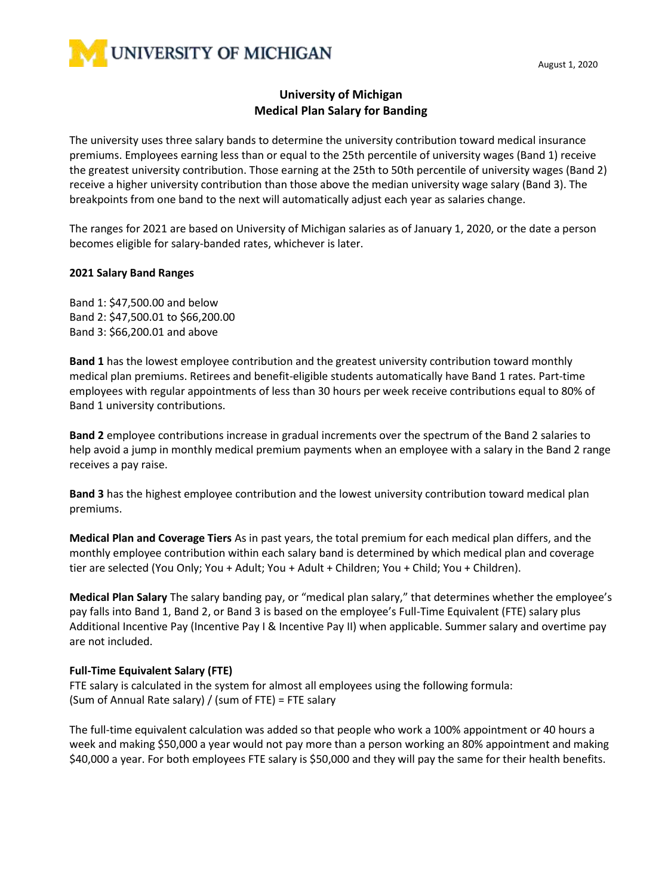UNIVERSITY OF MICHIGAN

August 1, 2020

# University of Michigan
# Medical Plan Salary for Banding

The university uses three salary bands to determine the university contribution toward medical insurance premiums. Employees earning less than or equal to the 25th percentile of university wages (Band 1) receive the greatest university contribution. Those earning at the 25th to 50th percentile of university wages (Band 2) receive a higher university contribution than those above the median university wage salary (Band 3). The breakpoints from one band to the next will automatically adjust each year as salaries change.

The ranges for 2021 are based on University of Michigan salaries as of January 1, 2020, or the date a person becomes eligible for salary-banded rates, whichever is later.

**2021 Salary Band Ranges**

Band 1: $47,500.00 and below
Band 2: $47,500.01 to $66,200.00
Band 3: $66,200.01 and above

**Band 1** has the lowest employee contribution and the greatest university contribution toward monthly medical plan premiums. Retirees and benefit-eligible students automatically have Band 1 rates. Part-time employees with regular appointments of less than 30 hours per week receive contributions equal to 80% of Band 1 university contributions.

**Band 2** employee contributions increase in gradual increments over the spectrum of the Band 2 salaries to help avoid a jump in monthly medical premium payments when an employee with a salary in the Band 2 range receives a pay raise.

**Band 3** has the highest employee contribution and the lowest university contribution toward medical plan premiums.

**Medical Plan and Coverage Tiers** As in past years, the total premium for each medical plan differs, and the monthly employee contribution within each salary band is determined by which medical plan and coverage tier are selected (You Only; You + Adult; You + Adult + Children; You + Child; You + Children).

**Medical Plan Salary** The salary banding pay, or "medical plan salary," that determines whether the employee's pay falls into Band 1, Band 2, or Band 3 is based on the employee's Full-Time Equivalent (FTE) salary plus Additional Incentive Pay (Incentive Pay I & Incentive Pay II) when applicable. Summer salary and overtime pay are not included.

**Full-Time Equivalent Salary (FTE)**
FTE salary is calculated in the system for almost all employees using the following formula:
(Sum of Annual Rate salary) / (sum of FTE) = FTE salary

The full-time equivalent calculation was added so that people who work a 100% appointment or 40 hours a week and making $50,000 a year would not pay more than a person working an 80% appointment and making $40,000 a year. For both employees FTE salary is $50,000 and they will pay the same for their health benefits.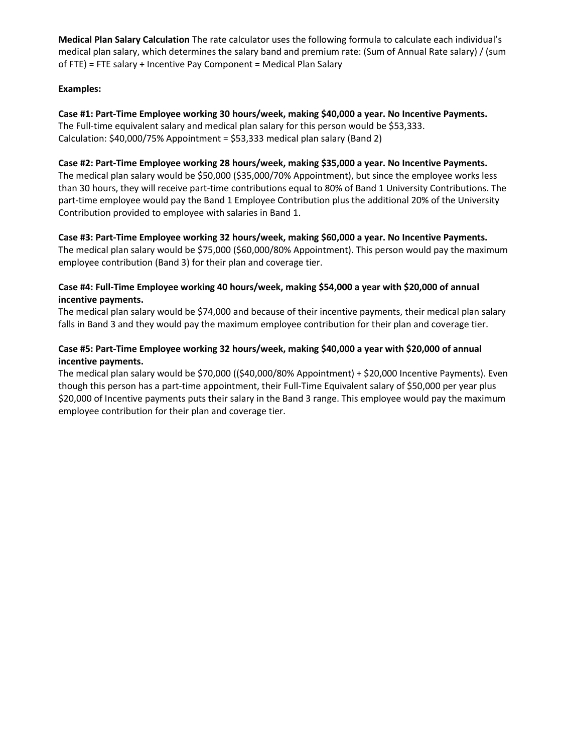**Medical Plan Salary Calculation** The rate calculator uses the following formula to calculate each individual's medical plan salary, which determines the salary band and premium rate: (Sum of Annual Rate salary) / (sum of FTE) = FTE salary + Incentive Pay Component = Medical Plan Salary

**Examples:**

**Case #1: Part-Time Employee working 30 hours/week, making $40,000 a year. No Incentive Payments.**
The Full-time equivalent salary and medical plan salary for this person would be $53,333.
Calculation: $40,000/75% Appointment = $53,333 medical plan salary (Band 2)

**Case #2: Part-Time Employee working 28 hours/week, making $35,000 a year. No Incentive Payments.**
The medical plan salary would be $50,000 ($35,000/70% Appointment), but since the employee works less than 30 hours, they will receive part-time contributions equal to 80% of Band 1 University Contributions. The part-time employee would pay the Band 1 Employee Contribution plus the additional 20% of the University Contribution provided to employee with salaries in Band 1.

**Case #3: Part-Time Employee working 32 hours/week, making $60,000 a year. No Incentive Payments.**
The medical plan salary would be $75,000 ($60,000/80% Appointment). This person would pay the maximum employee contribution (Band 3) for their plan and coverage tier.

**Case #4: Full-Time Employee working 40 hours/week, making $54,000 a year with $20,000 of annual incentive payments.**
The medical plan salary would be $74,000 and because of their incentive payments, their medical plan salary falls in Band 3 and they would pay the maximum employee contribution for their plan and coverage tier.

**Case #5: Part-Time Employee working 32 hours/week, making $40,000 a year with $20,000 of annual incentive payments.**
The medical plan salary would be $70,000 (($40,000/80% Appointment) + $20,000 Incentive Payments). Even though this person has a part-time appointment, their Full-Time Equivalent salary of $50,000 per year plus $20,000 of Incentive payments puts their salary in the Band 3 range. This employee would pay the maximum employee contribution for their plan and coverage tier.